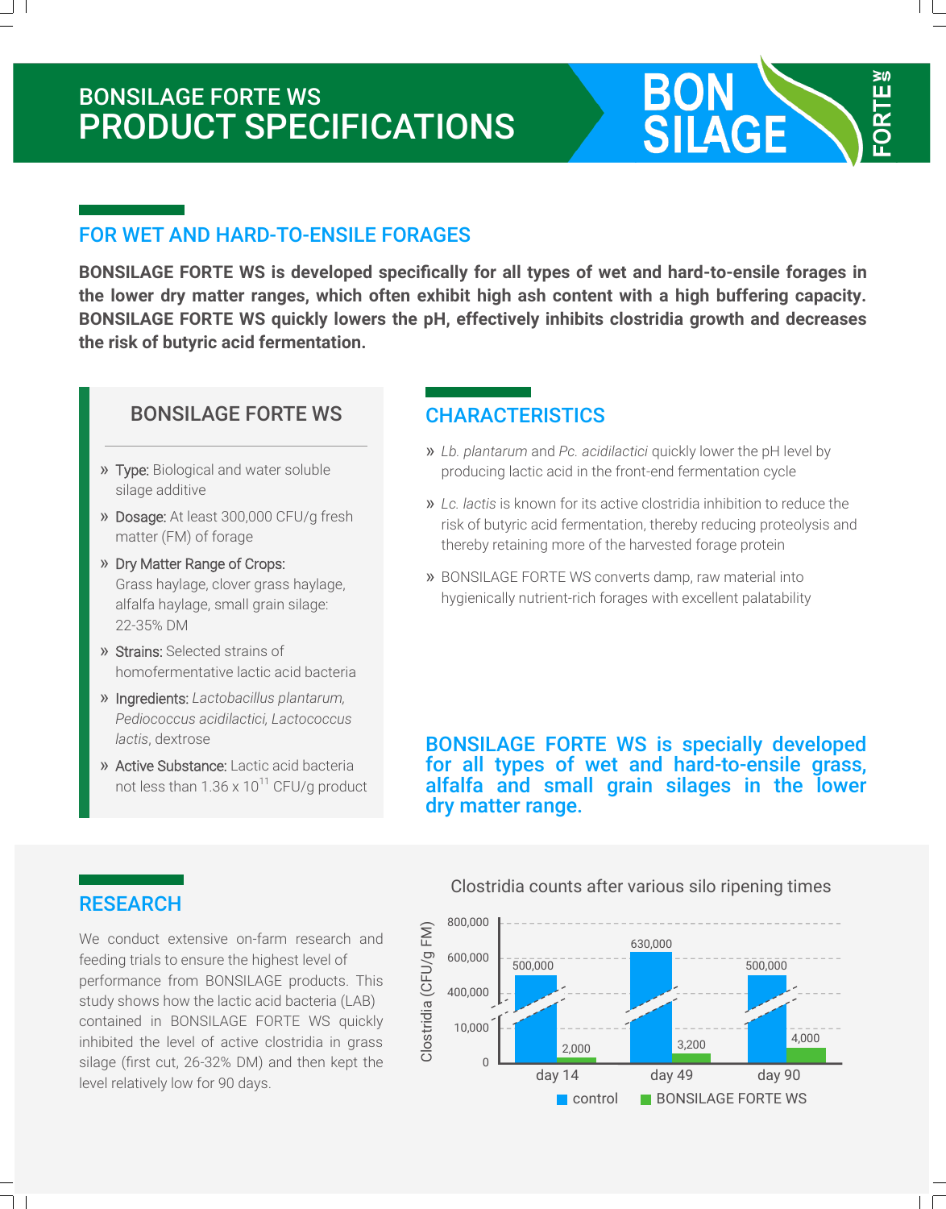# BONSILAGE FORTE WS
# PRODUCT SPECIFICATIONS

BON SILAGE FORTE WS

## FOR WET AND HARD-TO-ENSILE FORAGES

**BONSILAGE FORTE WS is developed specifically for all types of wet and hard-to-ensile forages in the lower dry matter ranges, which often exhibit high ash content with a high buffering capacity. BONSILAGE FORTE WS quickly lowers the pH, effectively inhibits clostridia growth and decreases the risk of butyric acid fermentation.**

### BONSILAGE FORTE WS

- Type: Biological and water soluble silage additive
- Dosage: At least 300,000 CFU/g fresh matter (FM) of forage
- Dry Matter Range of Crops: Grass haylage, clover grass haylage, alfalfa haylage, small grain silage: 22-35% DM
- Strains: Selected strains of homofermentative lactic acid bacteria
- Ingredients: *Lactobacillus plantarum, Pediococcus acidilactici, Lactococcus lactis*, dextrose
- Active Substance: Lactic acid bacteria not less than $1.36 \times 10^{11}$ CFU/g product

## CHARACTERISTICS

- *Lb. plantarum* and *Pc. acidilactici* quickly lower the pH level by producing lactic acid in the front-end fermentation cycle
- *Lc. lactis* is known for its active clostridia inhibition to reduce the risk of butyric acid fermentation, thereby reducing proteolysis and thereby retaining more of the harvested forage protein
- BONSILAGE FORTE WS converts damp, raw material into hygienically nutrient-rich forages with excellent palatability

**BONSILAGE FORTE WS is specially developed for all types of wet and hard-to-ensile grass, alfalfa and small grain silages in the lower dry matter range.**

## RESEARCH

We conduct extensive on-farm research and feeding trials to ensure the highest level of performance from BONSILAGE products. This study shows how the lactic acid bacteria (LAB) contained in BONSILAGE FORTE WS quickly inhibited the level of active clostridia in grass silage (first cut, 26-32% DM) and then kept the level relatively low for 90 days.

Clostridia counts after various silo ripening times

| Clostridia (CFU/g FM) | day 14 | day 49 | day 90 |
|---|---|---|---|
| control | 500,000 | 630,000 | 500,000 |
| BONSILAGE FORTE WS | 2,000 | 3,200 | 4,000 |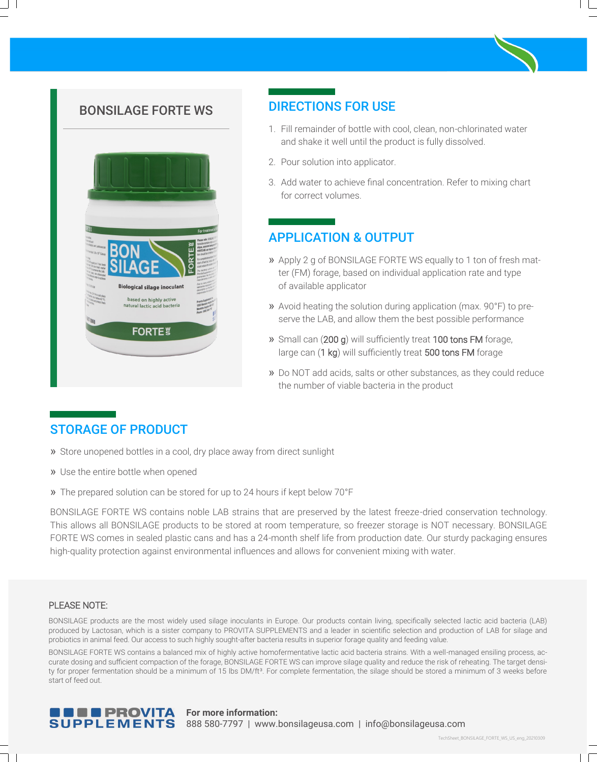## BONSILAGE FORTE WS

## DIRECTIONS FOR USE

1. Fill remainder of bottle with cool, clean, non-chlorinated water and shake it well until the product is fully dissolved.
2. Pour solution into applicator.
3. Add water to achieve final concentration. Refer to mixing chart for correct volumes.

## APPLICATION & OUTPUT

» Apply 2 g of BONSILAGE FORTE WS equally to 1 ton of fresh matter (FM) forage, based on individual application rate and type of available applicator

» Avoid heating the solution during application (max. 90°F) to preserve the LAB, and allow them the best possible performance

» Small can (200 g) will sufficiently treat 100 tons FM forage, large can (1 kg) will sufficiently treat 500 tons FM forage

» Do NOT add acids, salts or other substances, as they could reduce the number of viable bacteria in the product

## STORAGE OF PRODUCT

» Store unopened bottles in a cool, dry place away from direct sunlight

» Use the entire bottle when opened

» The prepared solution can be stored for up to 24 hours if kept below 70°F

BONSILAGE FORTE WS contains noble LAB strains that are preserved by the latest freeze-dried conservation technology. This allows all BONSILAGE products to be stored at room temperature, so freezer storage is NOT necessary. BONSILAGE FORTE WS comes in sealed plastic cans and has a 24-month shelf life from production date. Our sturdy packaging ensures high-quality protection against environmental influences and allows for convenient mixing with water.

PLEASE NOTE:

BONSILAGE products are the most widely used silage inoculants in Europe. Our products contain living, specifically selected lactic acid bacteria (LAB) produced by Lactosan, which is a sister company to PROVITA SUPPLEMENTS and a leader in scientific selection and production of LAB for silage and probiotics in animal feed. Our access to such highly sought-after bacteria results in superior forage quality and feeding value.

BONSILAGE FORTE WS contains a balanced mix of highly active homofermentative lactic acid bacteria strains. With a well-managed ensiling process, accurate dosing and sufficient compaction of the forage, BONSILAGE FORTE WS can improve silage quality and reduce the risk of reheating. The target density for proper fermentation should be a minimum of 15 lbs DM/ft³. For complete fermentation, the silage should be stored a minimum of 3 weeks before start of feed out.

PROVITA SUPPLEMENTS

**For more information:**
888 580-7797 | www.bonsilageusa.com | info@bonsilageusa.com

TechSheet_BONSILAGE_FORTE_WS_US_eng_20210309